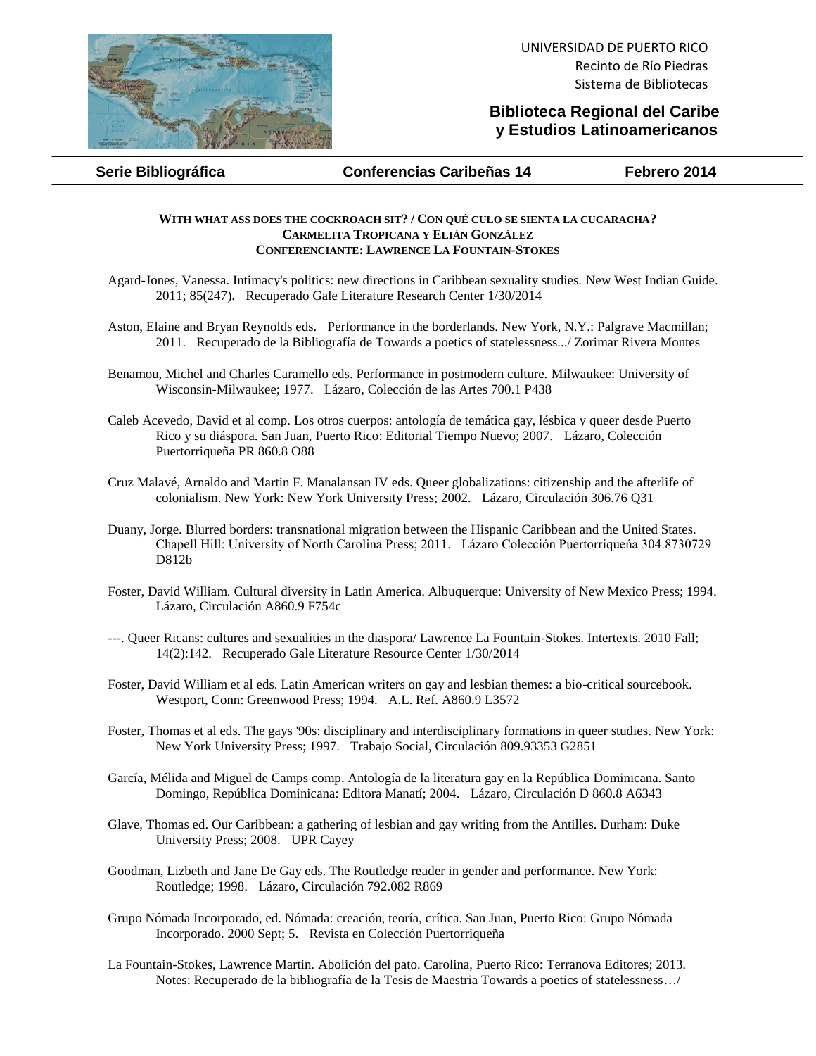UNIVERSIDAD DE PUERTO RICO
Recinto de Río Piedras
Sistema de Bibliotecas

**Biblioteca Regional del Caribe y Estudios Latinoamericanos**

**Serie Bibliográfica** | **Conferencias Caribeñas 14** | **Febrero 2014**

### WITH WHAT ASS DOES THE COCKROACH SIT? / CON QUÉ CULO SE SIENTA LA CUCARACHA? CARMELITA TROPICANA Y ELIÁN GONZÁLEZ CONFERENCIANTE: LAWRENCE LA FOUNTAIN-STOKES

Agard-Jones, Vanessa. Intimacy's politics: new directions in Caribbean sexuality studies. New West Indian Guide. 2011; 85(247). Recuperado Gale Literature Research Center 1/30/2014

Aston, Elaine and Bryan Reynolds eds. Performance in the borderlands. New York, N.Y.: Palgrave Macmillan; 2011. Recuperado de la Bibliografía de Towards a poetics of statelessness.../ Zorimar Rivera Montes

Benamou, Michel and Charles Caramello eds. Performance in postmodern culture. Milwaukee: University of Wisconsin-Milwaukee; 1977. Lázaro, Colección de las Artes 700.1 P438

Caleb Acevedo, David et al comp. Los otros cuerpos: antología de temática gay, lésbica y queer desde Puerto Rico y su diáspora. San Juan, Puerto Rico: Editorial Tiempo Nuevo; 2007. Lázaro, Colección Puertorriqueña PR 860.8 O88

Cruz Malavé, Arnaldo and Martin F. Manalansan IV eds. Queer globalizations: citizenship and the afterlife of colonialism. New York: New York University Press; 2002. Lázaro, Circulación 306.76 Q31

Duany, Jorge. Blurred borders: transnational migration between the Hispanic Caribbean and the United States. Chapell Hill: University of North Carolina Press; 2011. Lázaro Colección Puertorriqueńa 304.8730729 D812b

Foster, David William. Cultural diversity in Latin America. Albuquerque: University of New Mexico Press; 1994. Lázaro, Circulación A860.9 F754c

---. Queer Ricans: cultures and sexualities in the diaspora/ Lawrence La Fountain-Stokes. Intertexts. 2010 Fall; 14(2):142. Recuperado Gale Literature Resource Center 1/30/2014

Foster, David William et al eds. Latin American writers on gay and lesbian themes: a bio-critical sourcebook. Westport, Conn: Greenwood Press; 1994. A.L. Ref. A860.9 L3572

Foster, Thomas et al eds. The gays '90s: disciplinary and interdisciplinary formations in queer studies. New York: New York University Press; 1997. Trabajo Social, Circulación 809.93353 G2851

García, Mélida and Miguel de Camps comp. Antología de la literatura gay en la República Dominicana. Santo Domingo, República Dominicana: Editora Manatí; 2004. Lázaro, Circulación D 860.8 A6343

Glave, Thomas ed. Our Caribbean: a gathering of lesbian and gay writing from the Antilles. Durham: Duke University Press; 2008. UPR Cayey

Goodman, Lizbeth and Jane De Gay eds. The Routledge reader in gender and performance. New York: Routledge; 1998. Lázaro, Circulación 792.082 R869

Grupo Nómada Incorporado, ed. Nómada: creación, teoría, crítica. San Juan, Puerto Rico: Grupo Nómada Incorporado. 2000 Sept; 5. Revista en Colección Puertorriqueña

La Fountain-Stokes, Lawrence Martin. Abolición del pato. Carolina, Puerto Rico: Terranova Editores; 2013. Notes: Recuperado de la bibliografía de la Tesis de Maestria Towards a poetics of statelessness…/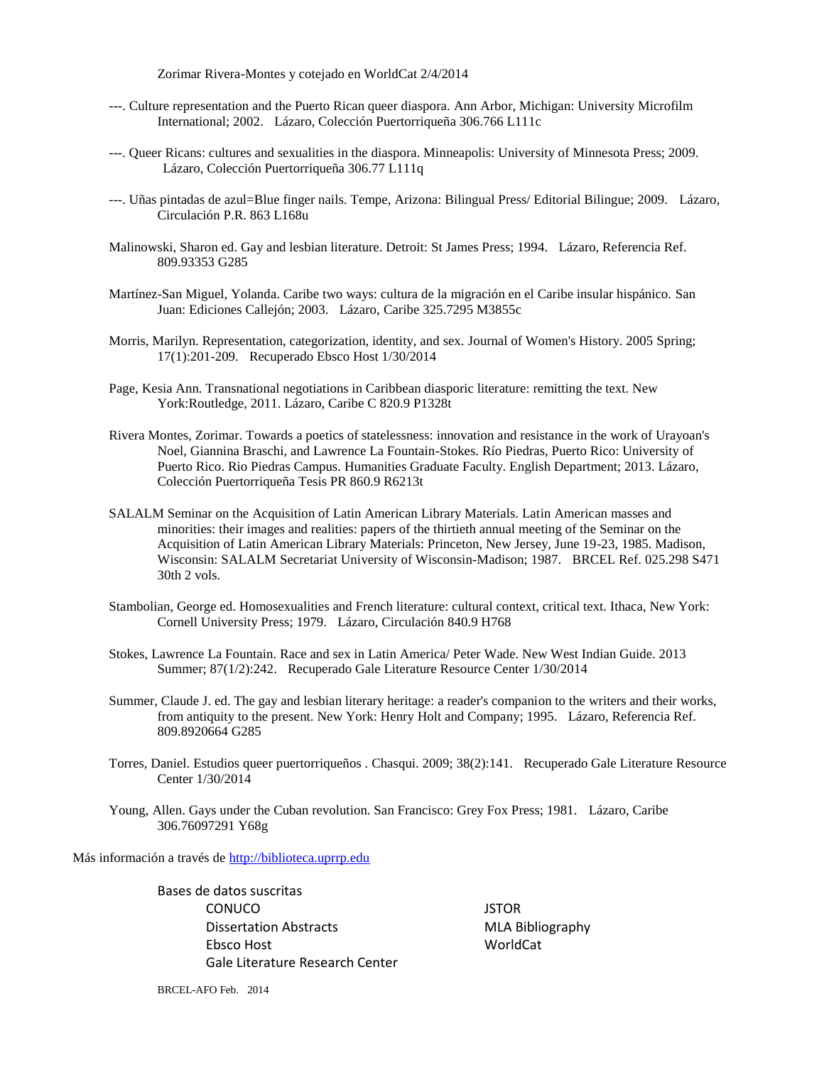Zorimar Rivera-Montes y cotejado en WorldCat 2/4/2014

---. Culture representation and the Puerto Rican queer diaspora. Ann Arbor, Michigan: University Microfilm International; 2002. Lázaro, Colección Puertorriqueña 306.766 L111c

---. Queer Ricans: cultures and sexualities in the diaspora. Minneapolis: University of Minnesota Press; 2009. Lázaro, Colección Puertorriqueña 306.77 L111q

---. Uñas pintadas de azul=Blue finger nails. Tempe, Arizona: Bilingual Press/ Editorial Bilingue; 2009. Lázaro, Circulación P.R. 863 L168u

Malinowski, Sharon ed. Gay and lesbian literature. Detroit: St James Press; 1994. Lázaro, Referencia Ref. 809.93353 G285

Martínez-San Miguel, Yolanda. Caribe two ways: cultura de la migración en el Caribe insular hispánico. San Juan: Ediciones Callejón; 2003. Lázaro, Caribe 325.7295 M3855c

Morris, Marilyn. Representation, categorization, identity, and sex. Journal of Women's History. 2005 Spring; 17(1):201-209. Recuperado Ebsco Host 1/30/2014

Page, Kesia Ann. Transnational negotiations in Caribbean diasporic literature: remitting the text. New York:Routledge, 2011. Lázaro, Caribe C 820.9 P1328t

Rivera Montes, Zorimar. Towards a poetics of statelessness: innovation and resistance in the work of Urayoan's Noel, Giannina Braschi, and Lawrence La Fountain-Stokes. Río Piedras, Puerto Rico: University of Puerto Rico. Rio Piedras Campus. Humanities Graduate Faculty. English Department; 2013. Lázaro, Colección Puertorriqueña Tesis PR 860.9 R6213t

SALALM Seminar on the Acquisition of Latin American Library Materials. Latin American masses and minorities: their images and realities: papers of the thirtieth annual meeting of the Seminar on the Acquisition of Latin American Library Materials: Princeton, New Jersey, June 19-23, 1985. Madison, Wisconsin: SALALM Secretariat University of Wisconsin-Madison; 1987. BRCEL Ref. 025.298 S471 30th 2 vols.

Stambolian, George ed. Homosexualities and French literature: cultural context, critical text. Ithaca, New York: Cornell University Press; 1979. Lázaro, Circulación 840.9 H768

Stokes, Lawrence La Fountain. Race and sex in Latin America/ Peter Wade. New West Indian Guide. 2013 Summer; 87(1/2):242. Recuperado Gale Literature Resource Center 1/30/2014

Summer, Claude J. ed. The gay and lesbian literary heritage: a reader's companion to the writers and their works, from antiquity to the present. New York: Henry Holt and Company; 1995. Lázaro, Referencia Ref. 809.8920664 G285

Torres, Daniel. Estudios queer puertorriqueños . Chasqui. 2009; 38(2):141. Recuperado Gale Literature Resource Center 1/30/2014

Young, Allen. Gays under the Cuban revolution. San Francisco: Grey Fox Press; 1981. Lázaro, Caribe 306.76097291 Y68g

Más información a través de http://biblioteca.uprrp.edu

Bases de datos suscritas

- CONUCO
- Dissertation Abstracts
- Ebsco Host
- Gale Literature Research Center
- JSTOR
- MLA Bibliography
- WorldCat

BRCEL-AFO Feb. 2014